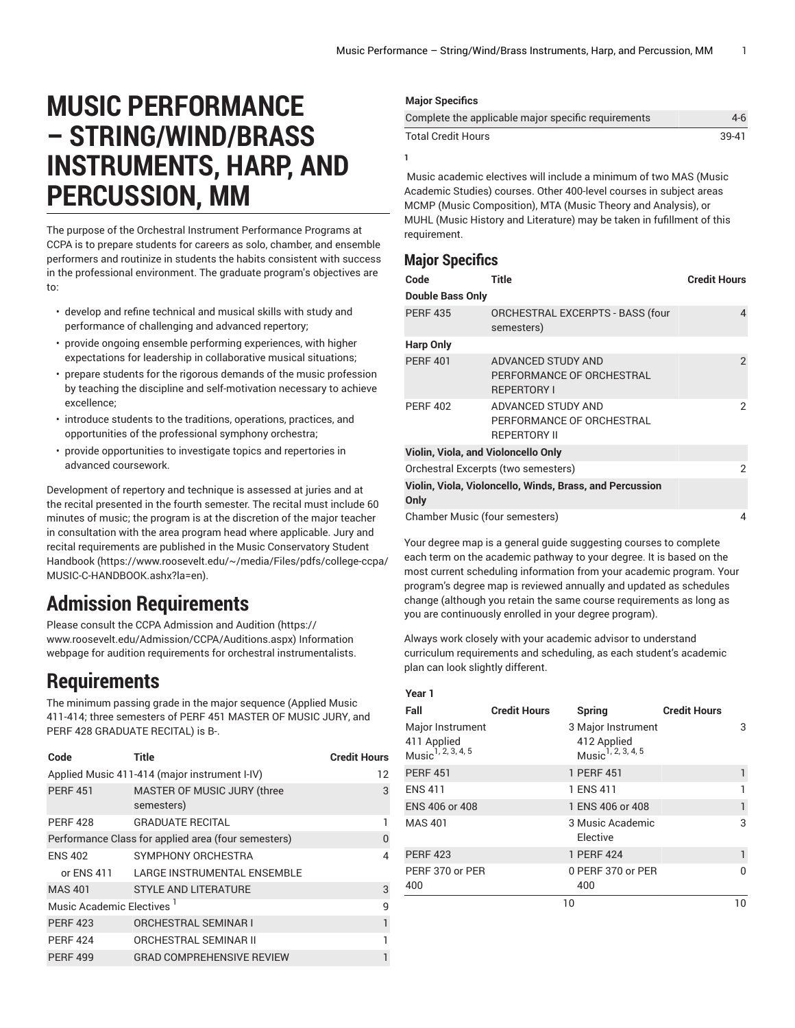# MUSIC PERFORMANCE – STRING/WIND/BRASS INSTRUMENTS, HARP, AND PERCUSSION, MM

The purpose of the Orchestral Instrument Performance Programs at CCPA is to prepare students for careers as solo, chamber, and ensemble performers and routinize in students the habits consistent with success in the professional environment. The graduate program's objectives are to:

- develop and refine technical and musical skills with study and performance of challenging and advanced repertory;
- provide ongoing ensemble performing experiences, with higher expectations for leadership in collaborative musical situations;
- prepare students for the rigorous demands of the music profession by teaching the discipline and self-motivation necessary to achieve excellence;
- introduce students to the traditions, operations, practices, and opportunities of the professional symphony orchestra;
- provide opportunities to investigate topics and repertories in advanced coursework.

Development of repertory and technique is assessed at juries and at the recital presented in the fourth semester. The recital must include 60 minutes of music; the program is at the discretion of the major teacher in consultation with the area program head where applicable. Jury and recital requirements are published in the Music Conservatory Student Handbook (https://www.roosevelt.edu/~/media/Files/pdfs/college-ccpa/MUSIC-C-HANDBOOK.ashx?la=en).

## Admission Requirements

Please consult the CCPA Admission and Audition (https://www.roosevelt.edu/Admission/CCPA/Auditions.aspx) Information webpage for audition requirements for orchestral instrumentalists.

## Requirements

The minimum passing grade in the major sequence (Applied Music 411-414; three semesters of PERF 451 MASTER OF MUSIC JURY, and PERF 428 GRADUATE RECITAL) is B-.

| Code | Title | Credit Hours |
|---|---|---|
| Applied Music 411-414 (major instrument I-IV) | | 12 |
| PERF 451 | MASTER OF MUSIC JURY (three semesters) | 3 |
| PERF 428 | GRADUATE RECITAL | 1 |
| Performance Class for applied area (four semesters) | | 0 |
| ENS 402 | SYMPHONY ORCHESTRA | 4 |
| or ENS 411 | LARGE INSTRUMENTAL ENSEMBLE | |
| MAS 401 | STYLE AND LITERATURE | 3 |
| Music Academic Electives [1] | | 9 |
| PERF 423 | ORCHESTRAL SEMINAR I | 1 |
| PERF 424 | ORCHESTRAL SEMINAR II | 1 |
| PERF 499 | GRAD COMPREHENSIVE REVIEW | 1 |
| **Major Specifics** | | |
| Complete the applicable major specific requirements | | 4-6 |
| Total Credit Hours | | 39-41 |

1

Music academic electives will include a minimum of two MAS (Music Academic Studies) courses. Other 400-level courses in subject areas MCMP (Music Composition), MTA (Music Theory and Analysis), or MUHL (Music History and Literature) may be taken in fulfillment of this requirement.

## Major Specifics

| Code | Title | Credit Hours |
|---|---|---|
| **Double Bass Only** | | |
| PERF 435 | ORCHESTRAL EXCERPTS - BASS (four semesters) | 4 |
| **Harp Only** | | |
| PERF 401 | ADVANCED STUDY AND PERFORMANCE OF ORCHESTRAL REPERTORY I | 2 |
| PERF 402 | ADVANCED STUDY AND PERFORMANCE OF ORCHESTRAL REPERTORY II | 2 |
| **Violin, Viola, and Violoncello Only** | | |
| Orchestral Excerpts (two semesters) | | 2 |
| **Violin, Viola, Violoncello, Winds, Brass, and Percussion Only** | | |
| Chamber Music (four semesters) | | 4 |

Your degree map is a general guide suggesting courses to complete each term on the academic pathway to your degree. It is based on the most current scheduling information from your academic program. Your program's degree map is reviewed annually and updated as schedules change (although you retain the same course requirements as long as you are continuously enrolled in your degree program).

Always work closely with your academic advisor to understand curriculum requirements and scheduling, as each student's academic plan can look slightly different.

**Year 1**

| Fall | Credit Hours | Spring | Credit Hours |
|---|---|---|---|
| Major Instrument 411 Applied Music[1, 2, 3, 4, 5] | 3 | Major Instrument 412 Applied Music[1, 2, 3, 4, 5] | 3 |
| PERF 451 | 1 | PERF 451 | 1 |
| ENS 411 | 1 | ENS 411 | 1 |
| ENS 406 or 408 | 1 | ENS 406 or 408 | 1 |
| MAS 401 | 3 | Music Academic Elective | 3 |
| PERF 423 | 1 | PERF 424 | 1 |
| PERF 370 or PER 400 | 0 | PERF 370 or PER 400 | 0 |
| | 10 | | 10 |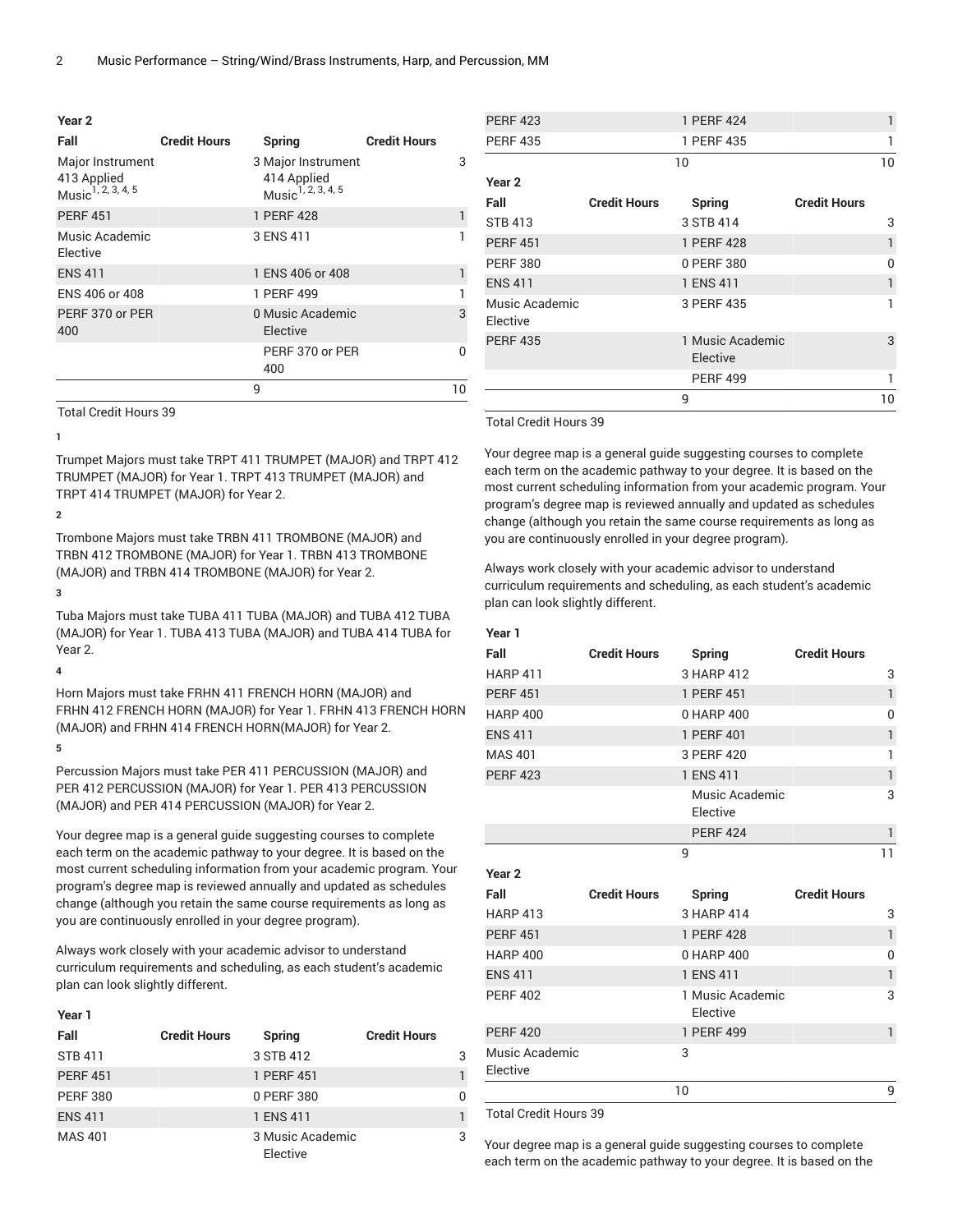### Year 2

| Fall | Credit Hours | Spring | Credit Hours |
|---|---|---|---|
| Major Instrument 413 Applied Music[1, 2, 3, 4, 5] | 3 | Major Instrument 414 Applied Music[1, 2, 3, 4, 5] | 3 |
| PERF 451 | 1 | PERF 428 | 1 |
| Music Academic Elective | 3 | ENS 411 | 1 |
| ENS 411 | 1 | ENS 406 or 408 | 1 |
| ENS 406 or 408 | 1 | PERF 499 | 1 |
| PERF 370 or PER 400 | 0 | Music Academic Elective | 3 |
| | | PERF 370 or PER 400 | 0 |
| | 9 | | 10 |

Total Credit Hours 39

1

Trumpet Majors must take TRPT 411 TRUMPET (MAJOR) and TRPT 412 TRUMPET (MAJOR) for Year 1. TRPT 413 TRUMPET (MAJOR) and TRPT 414 TRUMPET (MAJOR) for Year 2.

2

Trombone Majors must take TRBN 411 TROMBONE (MAJOR) and TRBN 412 TROMBONE (MAJOR) for Year 1. TRBN 413 TROMBONE (MAJOR) and TRBN 414 TROMBONE (MAJOR) for Year 2.

3

Tuba Majors must take TUBA 411 TUBA (MAJOR) and TUBA 412 TUBA (MAJOR) for Year 1. TUBA 413 TUBA (MAJOR) and TUBA 414 TUBA for Year 2.

4

Horn Majors must take FRHN 411 FRENCH HORN (MAJOR) and FRHN 412 FRENCH HORN (MAJOR) for Year 1. FRHN 413 FRENCH HORN (MAJOR) and FRHN 414 FRENCH HORN(MAJOR) for Year 2.

5

Percussion Majors must take PER 411 PERCUSSION (MAJOR) and PER 412 PERCUSSION (MAJOR) for Year 1. PER 413 PERCUSSION (MAJOR) and PER 414 PERCUSSION (MAJOR) for Year 2.

Your degree map is a general guide suggesting courses to complete each term on the academic pathway to your degree. It is based on the most current scheduling information from your academic program. Your program's degree map is reviewed annually and updated as schedules change (although you retain the same course requirements as long as you are continuously enrolled in your degree program).

Always work closely with your academic advisor to understand curriculum requirements and scheduling, as each student's academic plan can look slightly different.

### Year 1

| Fall | Credit Hours | Spring | Credit Hours |
|---|---|---|---|
| STB 411 | 3 | STB 412 | 3 |
| PERF 451 | 1 | PERF 451 | 1 |
| PERF 380 | 0 | PERF 380 | 0 |
| ENS 411 | 1 | ENS 411 | 1 |
| MAS 401 | 3 | Music Academic Elective | 3 |
| PERF 423 | 1 | PERF 424 | 1 |
| PERF 435 | 1 | PERF 435 | 1 |
| | 10 | | 10 |

### Year 2

| Fall | Credit Hours | Spring | Credit Hours |
|---|---|---|---|
| STB 413 | 3 | STB 414 | 3 |
| PERF 451 | 1 | PERF 428 | 1 |
| PERF 380 | 0 | PERF 380 | 0 |
| ENS 411 | 1 | ENS 411 | 1 |
| Music Academic Elective | 3 | PERF 435 | 1 |
| PERF 435 | 1 | Music Academic Elective | 3 |
| | | PERF 499 | 1 |
| | 9 | | 10 |

Total Credit Hours 39

Your degree map is a general guide suggesting courses to complete each term on the academic pathway to your degree. It is based on the most current scheduling information from your academic program. Your program's degree map is reviewed annually and updated as schedules change (although you retain the same course requirements as long as you are continuously enrolled in your degree program).

Always work closely with your academic advisor to understand curriculum requirements and scheduling, as each student's academic plan can look slightly different.

### Year 1

| Fall | Credit Hours | Spring | Credit Hours |
|---|---|---|---|
| HARP 411 | 3 | HARP 412 | 3 |
| PERF 451 | 1 | PERF 451 | 1 |
| HARP 400 | 0 | HARP 400 | 0 |
| ENS 411 | 1 | PERF 401 | 1 |
| MAS 401 | 3 | PERF 420 | 1 |
| PERF 423 | 1 | ENS 411 | 1 |
| | | Music Academic Elective | 3 |
| | | PERF 424 | 1 |
| | 9 | | 11 |

### Year 2

| Fall | Credit Hours | Spring | Credit Hours |
|---|---|---|---|
| HARP 413 | 3 | HARP 414 | 3 |
| PERF 451 | 1 | PERF 428 | 1 |
| HARP 400 | 0 | HARP 400 | 0 |
| ENS 411 | 1 | ENS 411 | 1 |
| PERF 402 | 1 | Music Academic Elective | 3 |
| PERF 420 | 1 | PERF 499 | 1 |
| Music Academic Elective | 3 | | |
| | 10 | | 9 |

Total Credit Hours 39

Your degree map is a general guide suggesting courses to complete each term on the academic pathway to your degree. It is based on the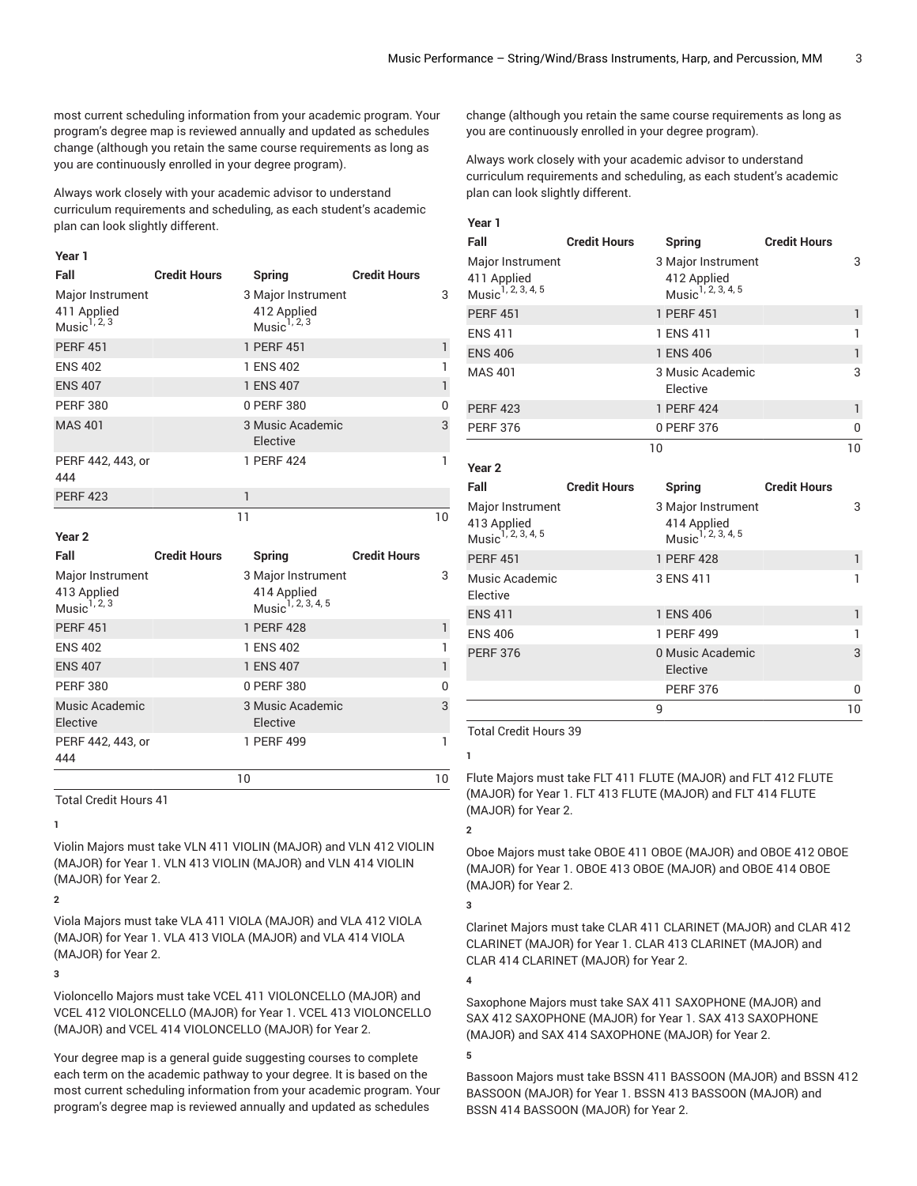most current scheduling information from your academic program. Your program's degree map is reviewed annually and updated as schedules change (although you retain the same course requirements as long as you are continuously enrolled in your degree program).

Always work closely with your academic advisor to understand curriculum requirements and scheduling, as each student's academic plan can look slightly different.

### Year 1

| Fall | Credit Hours | Spring | Credit Hours |
|---|---|---|---|
| Major Instrument 411 Applied Music[1, 2, 3] | 3 | Major Instrument 412 Applied Music[1, 2, 3] | 3 |
| PERF 451 | 1 | PERF 451 | 1 |
| ENS 402 | 1 | ENS 402 | 1 |
| ENS 407 | 1 | ENS 407 | 1 |
| PERF 380 | 0 | PERF 380 | 0 |
| MAS 401 | 3 | Music Academic Elective | 3 |
| PERF 442, 443, or 444 | 1 | PERF 424 | 1 |
| PERF 423 | 1 | | |
| | 11 | | 10 |

### Year 2

| Fall | Credit Hours | Spring | Credit Hours |
|---|---|---|---|
| Major Instrument 413 Applied Music[1, 2, 3] | 3 | Major Instrument 414 Applied Music[1, 2, 3, 4, 5] | 3 |
| PERF 451 | 1 | PERF 428 | 1 |
| ENS 402 | 1 | ENS 402 | 1 |
| ENS 407 | 1 | ENS 407 | 1 |
| PERF 380 | 0 | PERF 380 | 0 |
| Music Academic Elective | 3 | Music Academic Elective | 3 |
| PERF 442, 443, or 444 | 1 | PERF 499 | 1 |
| | 10 | | 10 |

Total Credit Hours 41

1

Violin Majors must take VLN 411 VIOLIN (MAJOR) and VLN 412 VIOLIN (MAJOR) for Year 1. VLN 413 VIOLIN (MAJOR) and VLN 414 VIOLIN (MAJOR) for Year 2.

2

Viola Majors must take VLA 411 VIOLA (MAJOR) and VLA 412 VIOLA (MAJOR) for Year 1. VLA 413 VIOLA (MAJOR) and VLA 414 VIOLA (MAJOR) for Year 2.

3

Violoncello Majors must take VCEL 411 VIOLONCELLO (MAJOR) and VCEL 412 VIOLONCELLO (MAJOR) for Year 1. VCEL 413 VIOLONCELLO (MAJOR) and VCEL 414 VIOLONCELLO (MAJOR) for Year 2.

Your degree map is a general guide suggesting courses to complete each term on the academic pathway to your degree. It is based on the most current scheduling information from your academic program. Your program's degree map is reviewed annually and updated as schedules change (although you retain the same course requirements as long as you are continuously enrolled in your degree program).

Always work closely with your academic advisor to understand curriculum requirements and scheduling, as each student's academic plan can look slightly different.

### Year 1

| Fall | Credit Hours | Spring | Credit Hours |
|---|---|---|---|
| Major Instrument 411 Applied Music[1, 2, 3, 4, 5] | 3 | Major Instrument 412 Applied Music[1, 2, 3, 4, 5] | 3 |
| PERF 451 | 1 | PERF 451 | 1 |
| ENS 411 | 1 | ENS 411 | 1 |
| ENS 406 | 1 | ENS 406 | 1 |
| MAS 401 | 3 | Music Academic Elective | 3 |
| PERF 423 | 1 | PERF 424 | 1 |
| PERF 376 | 0 | PERF 376 | 0 |
| | 10 | | 10 |

### Year 2

| Fall | Credit Hours | Spring | Credit Hours |
|---|---|---|---|
| Major Instrument 413 Applied Music[1, 2, 3, 4, 5] | 3 | Major Instrument 414 Applied Music[1, 2, 3, 4, 5] | 3 |
| PERF 451 | 1 | PERF 428 | 1 |
| Music Academic Elective | 3 | ENS 411 | 1 |
| ENS 411 | 1 | ENS 406 | 1 |
| ENS 406 | 1 | PERF 499 | 1 |
| PERF 376 | 0 | Music Academic Elective | 3 |
| | | PERF 376 | 0 |
| | 9 | | 10 |

Total Credit Hours 39

1

Flute Majors must take FLT 411 FLUTE (MAJOR) and FLT 412 FLUTE (MAJOR) for Year 1. FLT 413 FLUTE (MAJOR) and FLT 414 FLUTE (MAJOR) for Year 2.

2

Oboe Majors must take OBOE 411 OBOE (MAJOR) and OBOE 412 OBOE (MAJOR) for Year 1. OBOE 413 OBOE (MAJOR) and OBOE 414 OBOE (MAJOR) for Year 2.

3

Clarinet Majors must take CLAR 411 CLARINET (MAJOR) and CLAR 412 CLARINET (MAJOR) for Year 1. CLAR 413 CLARINET (MAJOR) and CLAR 414 CLARINET (MAJOR) for Year 2.

4

Saxophone Majors must take SAX 411 SAXOPHONE (MAJOR) and SAX 412 SAXOPHONE (MAJOR) for Year 1. SAX 413 SAXOPHONE (MAJOR) and SAX 414 SAXOPHONE (MAJOR) for Year 2.

5

Bassoon Majors must take BSSN 411 BASSOON (MAJOR) and BSSN 412 BASSOON (MAJOR) for Year 1. BSSN 413 BASSOON (MAJOR) and BSSN 414 BASSOON (MAJOR) for Year 2.